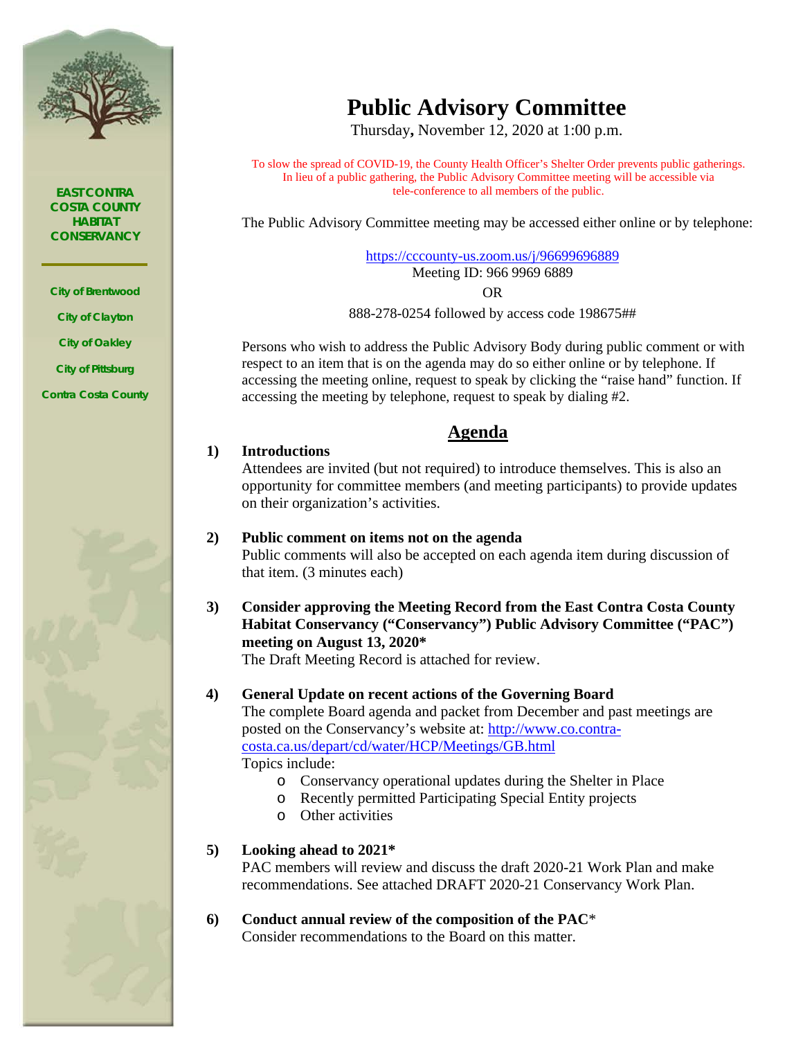EAST CONTRA COSTA COUNTY HABITAT CONSERVANCY

City of Brentwood

City of Clayton

City of Oakley

City of Pittsburg

Contra Costa County

# Public Advisory Committee

Thursday, November 12, 2020 at 1:00 p.m.

To slow the spread of COVID-19, the County Health Officer's Shelter Order prevents public gatherings. In lieu of a public gathering, the Public Advisory Committee meeting will be accessible via tele-conference to all members of the public.

The Public Advisory Committee meeting may be accessed either online or by telephone:

https://cccounty-us.zoom.us/j/96699696889
Meeting ID: 966 9969 6889

OR

888-278-0254 followed by access code 198675##

Persons who wish to address the Public Advisory Body during public comment or with respect to an item that is on the agenda may do so either online or by telephone. If accessing the meeting online, request to speak by clicking the "raise hand" function. If accessing the meeting by telephone, request to speak by dialing #2.

## Agenda

**1) Introductions**
Attendees are invited (but not required) to introduce themselves. This is also an opportunity for committee members (and meeting participants) to provide updates on their organization's activities.

**2) Public comment on items not on the agenda**
Public comments will also be accepted on each agenda item during discussion of that item. (3 minutes each)

**3) Consider approving the Meeting Record from the East Contra Costa County Habitat Conservancy ("Conservancy") Public Advisory Committee ("PAC") meeting on August 13, 2020***
The Draft Meeting Record is attached for review.

**4) General Update on recent actions of the Governing Board**
The complete Board agenda and packet from December and past meetings are posted on the Conservancy's website at: http://www.co.contra-costa.ca.us/depart/cd/water/HCP/Meetings/GB.html
Topics include:
- Conservancy operational updates during the Shelter in Place
- Recently permitted Participating Special Entity projects
- Other activities

**5) Looking ahead to 2021***
PAC members will review and discuss the draft 2020-21 Work Plan and make recommendations. See attached DRAFT 2020-21 Conservancy Work Plan.

**6) Conduct annual review of the composition of the PAC***
Consider recommendations to the Board on this matter.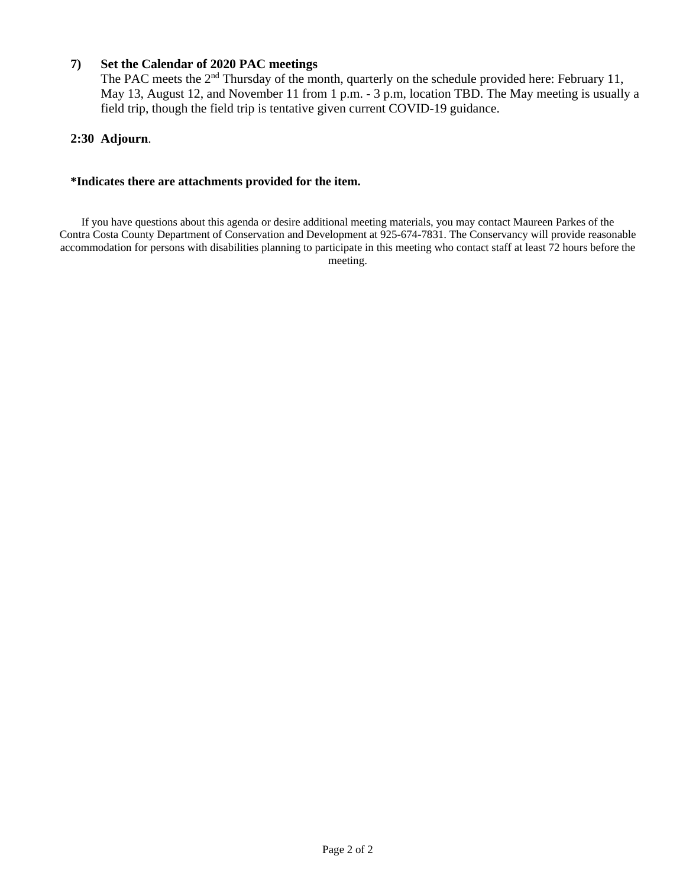**7) Set the Calendar of 2020 PAC meetings**

The PAC meets the 2nd Thursday of the month, quarterly on the schedule provided here: February 11, May 13, August 12, and November 11 from 1 p.m. - 3 p.m, location TBD. The May meeting is usually a field trip, though the field trip is tentative given current COVID-19 guidance.

**2:30 Adjourn**.

**\*Indicates there are attachments provided for the item.**

If you have questions about this agenda or desire additional meeting materials, you may contact Maureen Parkes of the Contra Costa County Department of Conservation and Development at 925-674-7831. The Conservancy will provide reasonable accommodation for persons with disabilities planning to participate in this meeting who contact staff at least 72 hours before the meeting.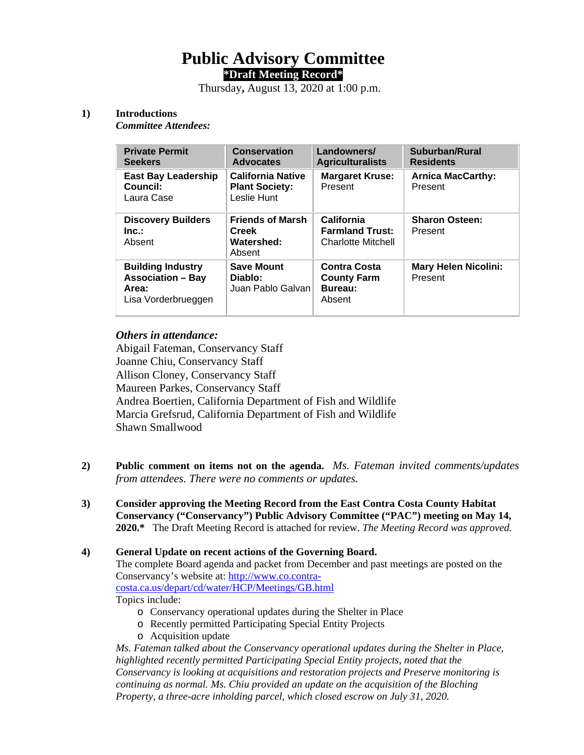# Public Advisory Committee

**\*Draft Meeting Record\***

Thursday**,** August 13, 2020 at 1:00 p.m.

**1) Introductions**

***Committee Attendees:***

| Private Permit Seekers | Conservation Advocates | Landowners/ Agriculturalists | Suburban/Rural Residents |
|---|---|---|---|
| **East Bay Leadership Council:** Laura Case | **California Native Plant Society:** Leslie Hunt | **Margaret Kruse:** Present | **Arnica MacCarthy:** Present |
| **Discovery Builders Inc.:** Absent | **Friends of Marsh Creek Watershed:** Absent | **California Farmland Trust:** Charlotte Mitchell | **Sharon Osteen:** Present |
| **Building Industry Association – Bay Area:** Lisa Vorderbrueggen | **Save Mount Diablo:** Juan Pablo Galvan | **Contra Costa County Farm Bureau:** Absent | **Mary Helen Nicolini:** Present |

***Others in attendance:***

Abigail Fateman, Conservancy Staff
Joanne Chiu, Conservancy Staff
Allison Cloney, Conservancy Staff
Maureen Parkes, Conservancy Staff
Andrea Boertien, California Department of Fish and Wildlife
Marcia Grefsrud, California Department of Fish and Wildlife
Shawn Smallwood

**2) Public comment on items not on the agenda.** *Ms. Fateman invited comments/updates from attendees. There were no comments or updates.*

**3) Consider approving the Meeting Record from the East Contra Costa County Habitat Conservancy ("Conservancy") Public Advisory Committee ("PAC") meeting on May 14, 2020.\*** The Draft Meeting Record is attached for review. *The Meeting Record was approved.*

**4) General Update on recent actions of the Governing Board.**

The complete Board agenda and packet from December and past meetings are posted on the Conservancy's website at: http://www.co.contra-costa.ca.us/depart/cd/water/HCP/Meetings/GB.html

Topics include:

- Conservancy operational updates during the Shelter in Place
- Recently permitted Participating Special Entity Projects
- Acquisition update

*Ms. Fateman talked about the Conservancy operational updates during the Shelter in Place, highlighted recently permitted Participating Special Entity projects, noted that the Conservancy is looking at acquisitions and restoration projects and Preserve monitoring is continuing as normal. Ms. Chiu provided an update on the acquisition of the Bloching Property, a three-acre inholding parcel, which closed escrow on July 31, 2020.*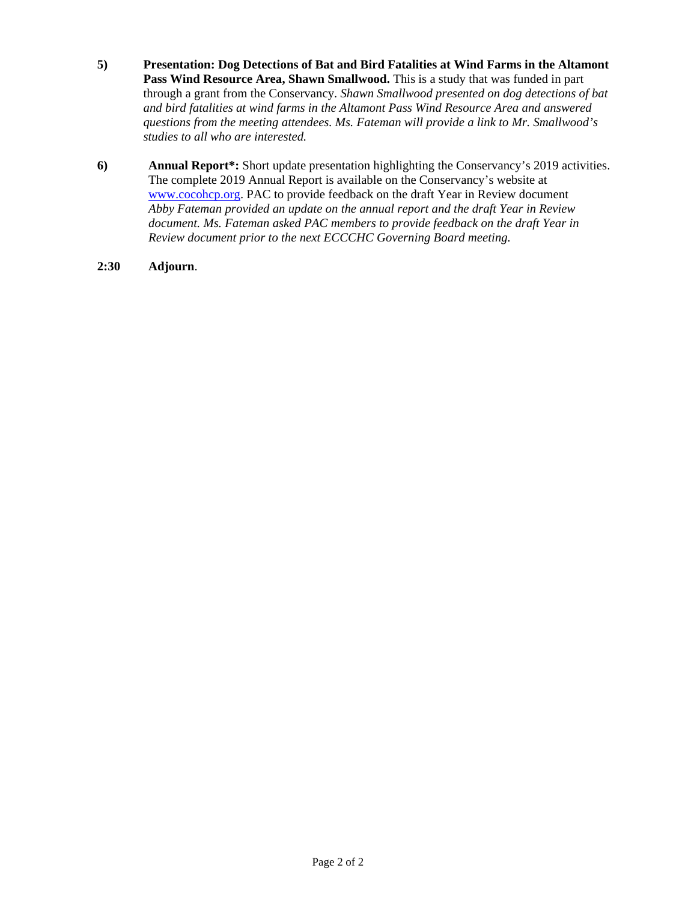5) **Presentation: Dog Detections of Bat and Bird Fatalities at Wind Farms in the Altamont Pass Wind Resource Area, Shawn Smallwood.** This is a study that was funded in part through a grant from the Conservancy. *Shawn Smallwood presented on dog detections of bat and bird fatalities at wind farms in the Altamont Pass Wind Resource Area and answered questions from the meeting attendees. Ms. Fateman will provide a link to Mr. Smallwood's studies to all who are interested.*

6) **Annual Report*:** Short update presentation highlighting the Conservancy's 2019 activities. The complete 2019 Annual Report is available on the Conservancy's website at [www.cocohcp.org](www.cocohcp.org). PAC to provide feedback on the draft Year in Review document *Abby Fateman provided an update on the annual report and the draft Year in Review document. Ms. Fateman asked PAC members to provide feedback on the draft Year in Review document prior to the next ECCCHC Governing Board meeting.*

**2:30** **Adjourn**.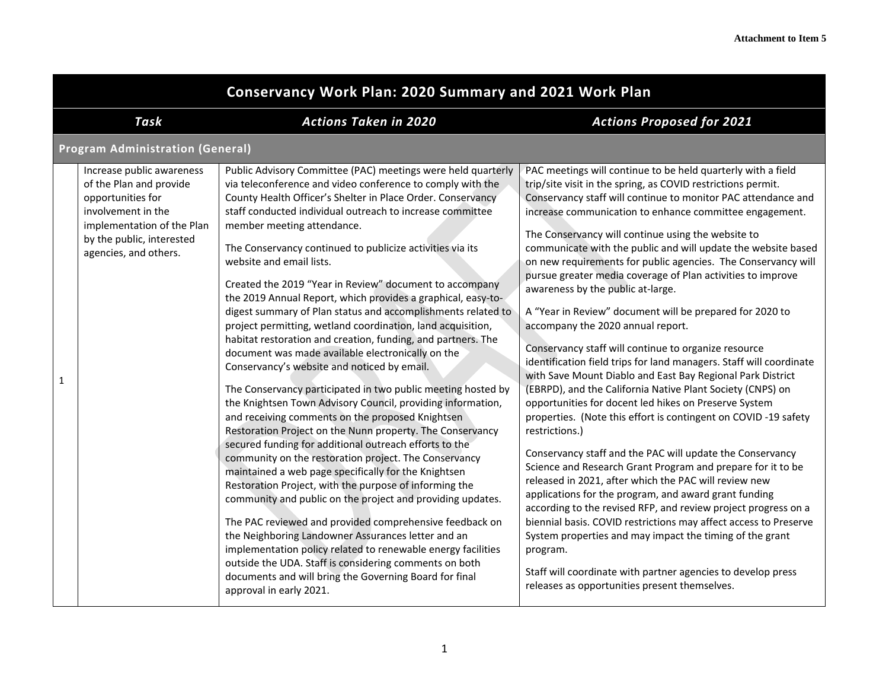Attachment to Item 5

| | Conservancy Work Plan: 2020 Summary and 2021 Work Plan | | |
|---|---|---|---|
| | ***Task*** | ***Actions Taken in 2020*** | ***Actions Proposed for 2021*** |
| **Program Administration (General)** | | | |
| 1 | Increase public awareness of the Plan and provide opportunities for involvement in the implementation of the Plan by the public, interested agencies, and others. | Public Advisory Committee (PAC) meetings were held quarterly via teleconference and video conference to comply with the County Health Officer's Shelter in Place Order. Conservancy staff conducted individual outreach to increase committee member meeting attendance.<br><br>The Conservancy continued to publicize activities via its website and email lists.<br><br>Created the 2019 "Year in Review" document to accompany the 2019 Annual Report, which provides a graphical, easy-to-digest summary of Plan status and accomplishments related to project permitting, wetland coordination, land acquisition, habitat restoration and creation, funding, and partners. The document was made available electronically on the Conservancy's website and noticed by email.<br><br>The Conservancy participated in two public meeting hosted by the Knightsen Town Advisory Council, providing information, and receiving comments on the proposed Knightsen Restoration Project on the Nunn property. The Conservancy secured funding for additional outreach efforts to the community on the restoration project. The Conservancy maintained a web page specifically for the Knightsen Restoration Project, with the purpose of informing the community and public on the project and providing updates.<br><br>The PAC reviewed and provided comprehensive feedback on the Neighboring Landowner Assurances letter and an implementation policy related to renewable energy facilities outside the UDA. Staff is considering comments on both documents and will bring the Governing Board for final approval in early 2021. | PAC meetings will continue to be held quarterly with a field trip/site visit in the spring, as COVID restrictions permit. Conservancy staff will continue to monitor PAC attendance and increase communication to enhance committee engagement.<br><br>The Conservancy will continue using the website to communicate with the public and will update the website based on new requirements for public agencies. The Conservancy will pursue greater media coverage of Plan activities to improve awareness by the public at-large.<br><br>A "Year in Review" document will be prepared for 2020 to accompany the 2020 annual report.<br><br>Conservancy staff will continue to organize resource identification field trips for land managers. Staff will coordinate with Save Mount Diablo and East Bay Regional Park District (EBRPD), and the California Native Plant Society (CNPS) on opportunities for docent led hikes on Preserve System properties. (Note this effort is contingent on COVID -19 safety restrictions.)<br><br>Conservancy staff and the PAC will update the Conservancy Science and Research Grant Program and prepare for it to be released in 2021, after which the PAC will review new applications for the program, and award grant funding according to the revised RFP, and review project progress on a biennial basis. COVID restrictions may affect access to Preserve System properties and may impact the timing of the grant program.<br><br>Staff will coordinate with partner agencies to develop press releases as opportunities present themselves. |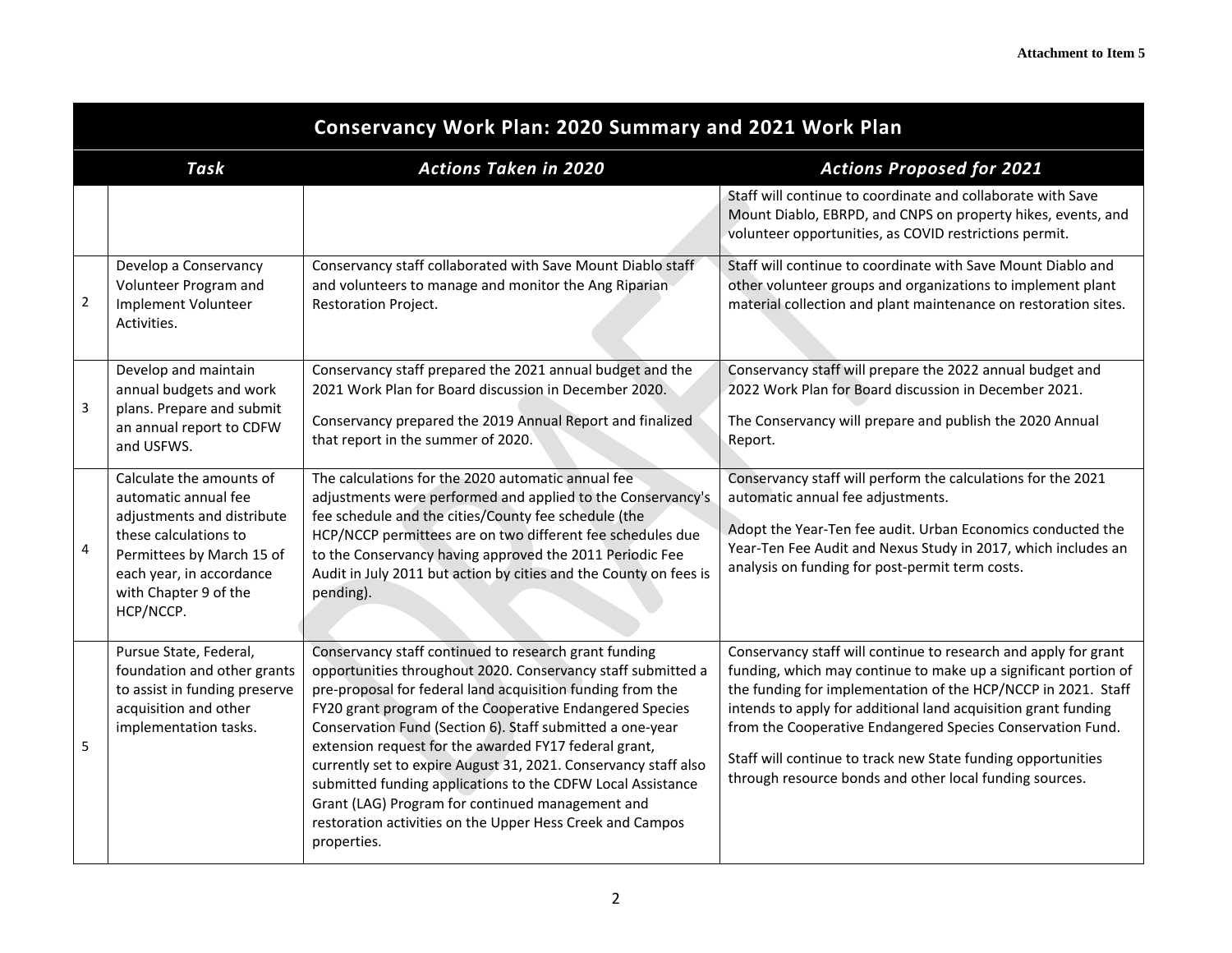Attachment to Item 5

| | Conservancy Work Plan: 2020 Summary and 2021 Work Plan | | |
|---|---|---|---|
| | **Task** | **Actions Taken in 2020** | **Actions Proposed for 2021** |
| | | | Staff will continue to coordinate and collaborate with Save Mount Diablo, EBRPD, and CNPS on property hikes, events, and volunteer opportunities, as COVID restrictions permit. |
| 2 | Develop a Conservancy Volunteer Program and Implement Volunteer Activities. | Conservancy staff collaborated with Save Mount Diablo staff and volunteers to manage and monitor the Ang Riparian Restoration Project. | Staff will continue to coordinate with Save Mount Diablo and other volunteer groups and organizations to implement plant material collection and plant maintenance on restoration sites. |
| 3 | Develop and maintain annual budgets and work plans. Prepare and submit an annual report to CDFW and USFWS. | Conservancy staff prepared the 2021 annual budget and the 2021 Work Plan for Board discussion in December 2020.<br><br>Conservancy prepared the 2019 Annual Report and finalized that report in the summer of 2020. | Conservancy staff will prepare the 2022 annual budget and 2022 Work Plan for Board discussion in December 2021.<br><br>The Conservancy will prepare and publish the 2020 Annual Report. |
| 4 | Calculate the amounts of automatic annual fee adjustments and distribute these calculations to Permittees by March 15 of each year, in accordance with Chapter 9 of the HCP/NCCP. | The calculations for the 2020 automatic annual fee adjustments were performed and applied to the Conservancy's fee schedule and the cities/County fee schedule (the HCP/NCCP permittees are on two different fee schedules due to the Conservancy having approved the 2011 Periodic Fee Audit in July 2011 but action by cities and the County on fees is pending). | Conservancy staff will perform the calculations for the 2021 automatic annual fee adjustments.<br><br>Adopt the Year-Ten fee audit. Urban Economics conducted the Year-Ten Fee Audit and Nexus Study in 2017, which includes an analysis on funding for post-permit term costs. |
| 5 | Pursue State, Federal, foundation and other grants to assist in funding preserve acquisition and other implementation tasks. | Conservancy staff continued to research grant funding opportunities throughout 2020. Conservancy staff submitted a pre-proposal for federal land acquisition funding from the FY20 grant program of the Cooperative Endangered Species Conservation Fund (Section 6). Staff submitted a one-year extension request for the awarded FY17 federal grant, currently set to expire August 31, 2021. Conservancy staff also submitted funding applications to the CDFW Local Assistance Grant (LAG) Program for continued management and restoration activities on the Upper Hess Creek and Campos properties. | Conservancy staff will continue to research and apply for grant funding, which may continue to make up a significant portion of the funding for implementation of the HCP/NCCP in 2021. Staff intends to apply for additional land acquisition grant funding from the Cooperative Endangered Species Conservation Fund.<br><br>Staff will continue to track new State funding opportunities through resource bonds and other local funding sources. |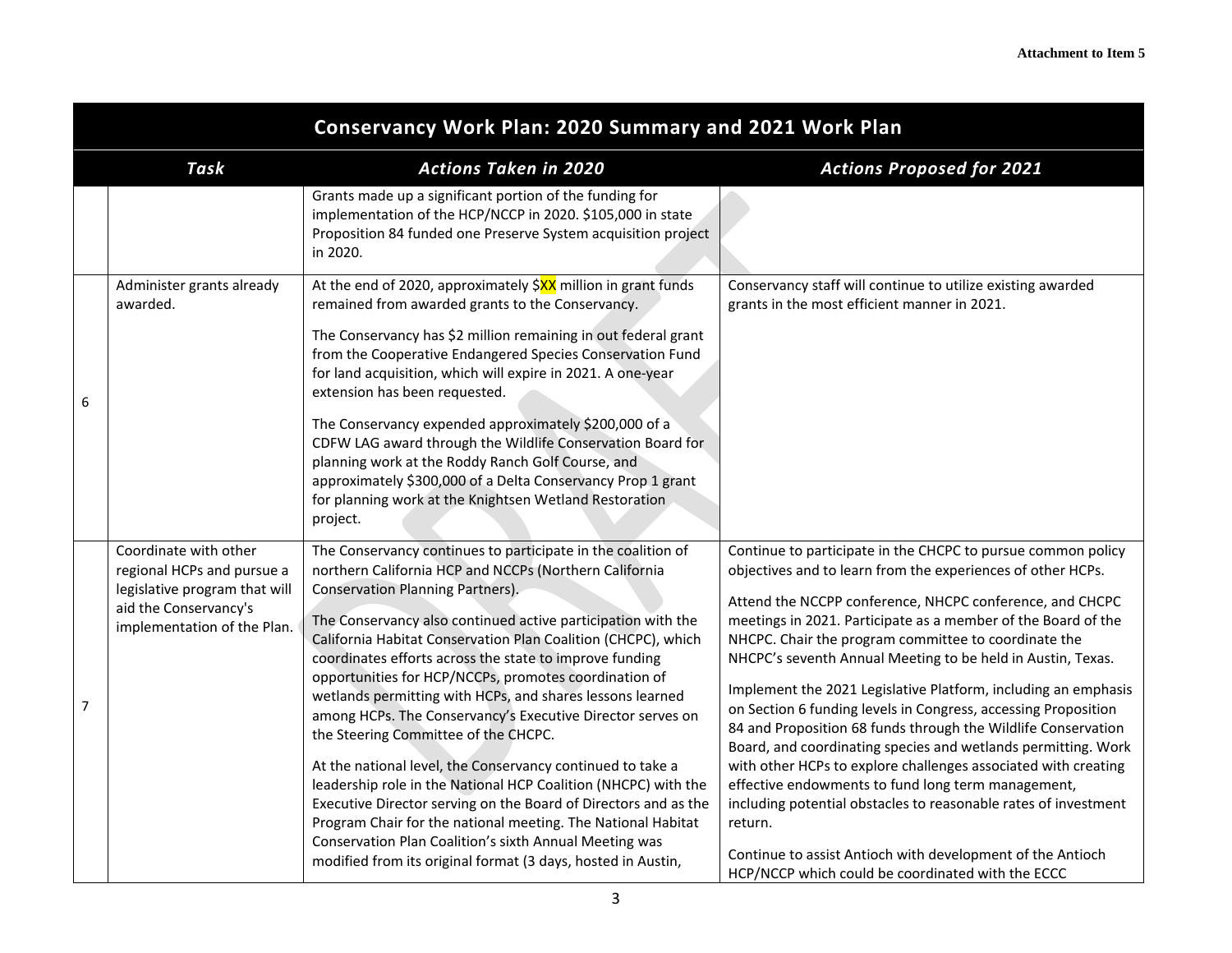| | Task | Actions Taken in 2020 | Actions Proposed for 2021 |
|---|---|---|---|
| | | Grants made up a significant portion of the funding for implementation of the HCP/NCCP in 2020. $105,000 in state Proposition 84 funded one Preserve System acquisition project in 2020. | |
| 6 | Administer grants already awarded. | At the end of 2020, approximately $XX million in grant funds remained from awarded grants to the Conservancy.<br><br>The Conservancy has $2 million remaining in out federal grant from the Cooperative Endangered Species Conservation Fund for land acquisition, which will expire in 2021. A one-year extension has been requested.<br><br>The Conservancy expended approximately $200,000 of a CDFW LAG award through the Wildlife Conservation Board for planning work at the Roddy Ranch Golf Course, and approximately $300,000 of a Delta Conservancy Prop 1 grant for planning work at the Knightsen Wetland Restoration project. | Conservancy staff will continue to utilize existing awarded grants in the most efficient manner in 2021. |
| 7 | Coordinate with other regional HCPs and pursue a legislative program that will aid the Conservancy's implementation of the Plan. | The Conservancy continues to participate in the coalition of northern California HCP and NCCPs (Northern California Conservation Planning Partners).<br><br>The Conservancy also continued active participation with the California Habitat Conservation Plan Coalition (CHCPC), which coordinates efforts across the state to improve funding opportunities for HCP/NCCPs, promotes coordination of wetlands permitting with HCPs, and shares lessons learned among HCPs. The Conservancy's Executive Director serves on the Steering Committee of the CHCPC.<br><br>At the national level, the Conservancy continued to take a leadership role in the National HCP Coalition (NHCPC) with the Executive Director serving on the Board of Directors and as the Program Chair for the national meeting. The National Habitat Conservation Plan Coalition's sixth Annual Meeting was modified from its original format (3 days, hosted in Austin, | Continue to participate in the CHCPC to pursue common policy objectives and to learn from the experiences of other HCPs.<br><br>Attend the NCCPP conference, NHCPC conference, and CHCPC meetings in 2021. Participate as a member of the Board of the NHCPC. Chair the program committee to coordinate the NHCPC's seventh Annual Meeting to be held in Austin, Texas.<br><br>Implement the 2021 Legislative Platform, including an emphasis on Section 6 funding levels in Congress, accessing Proposition 84 and Proposition 68 funds through the Wildlife Conservation Board, and coordinating species and wetlands permitting. Work with other HCPs to explore challenges associated with creating effective endowments to fund long term management, including potential obstacles to reasonable rates of investment return.<br><br>Continue to assist Antioch with development of the Antioch HCP/NCCP which could be coordinated with the ECCC |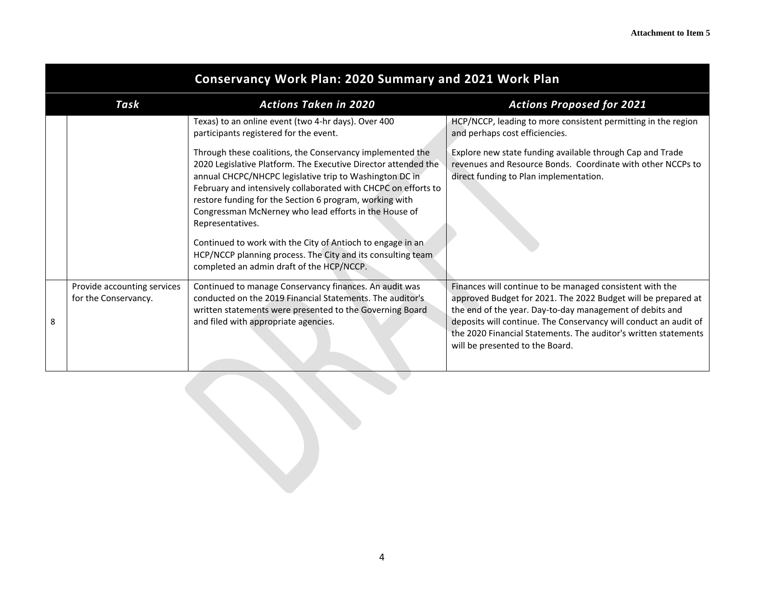## Conservancy Work Plan: 2020 Summary and 2021 Work Plan

| | Task | Actions Taken in 2020 | Actions Proposed for 2021 |
|---|---|---|---|
| | | Texas) to an online event (two 4-hr days). Over 400 participants registered for the event.<br><br>Through these coalitions, the Conservancy implemented the 2020 Legislative Platform. The Executive Director attended the annual CHCPC/NHCPC legislative trip to Washington DC in February and intensively collaborated with CHCPC on efforts to restore funding for the Section 6 program, working with Congressman McNerney who lead efforts in the House of Representatives.<br><br>Continued to work with the City of Antioch to engage in an HCP/NCCP planning process. The City and its consulting team completed an admin draft of the HCP/NCCP. | HCP/NCCP, leading to more consistent permitting in the region and perhaps cost efficiencies.<br><br>Explore new state funding available through Cap and Trade revenues and Resource Bonds. Coordinate with other NCCPs to direct funding to Plan implementation. |
| 8 | Provide accounting services for the Conservancy. | Continued to manage Conservancy finances. An audit was conducted on the 2019 Financial Statements. The auditor's written statements were presented to the Governing Board and filed with appropriate agencies. | Finances will continue to be managed consistent with the approved Budget for 2021. The 2022 Budget will be prepared at the end of the year. Day-to-day management of debits and deposits will continue. The Conservancy will conduct an audit of the 2020 Financial Statements. The auditor's written statements will be presented to the Board. |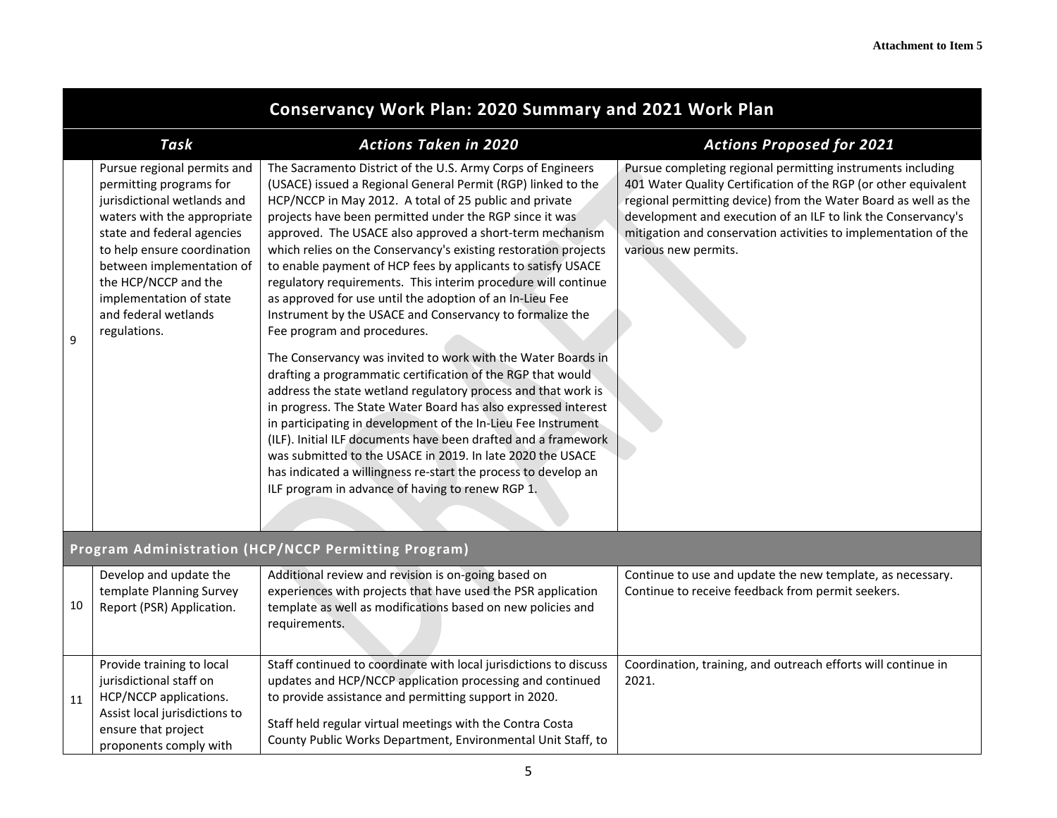| | Conservancy Work Plan: 2020 Summary and 2021 Work Plan | | |
|---|---|---|---|
| | ***Task*** | ***Actions Taken in 2020*** | ***Actions Proposed for 2021*** |
| 9 | Pursue regional permits and permitting programs for jurisdictional wetlands and waters with the appropriate state and federal agencies to help ensure coordination between implementation of the HCP/NCCP and the implementation of state and federal wetlands regulations. | The Sacramento District of the U.S. Army Corps of Engineers (USACE) issued a Regional General Permit (RGP) linked to the HCP/NCCP in May 2012. A total of 25 public and private projects have been permitted under the RGP since it was approved. The USACE also approved a short-term mechanism which relies on the Conservancy's existing restoration projects to enable payment of HCP fees by applicants to satisfy USACE regulatory requirements. This interim procedure will continue as approved for use until the adoption of an In-Lieu Fee Instrument by the USACE and Conservancy to formalize the Fee program and procedures.<br><br>The Conservancy was invited to work with the Water Boards in drafting a programmatic certification of the RGP that would address the state wetland regulatory process and that work is in progress. The State Water Board has also expressed interest in participating in development of the In-Lieu Fee Instrument (ILF). Initial ILF documents have been drafted and a framework was submitted to the USACE in 2019. In late 2020 the USACE has indicated a willingness re-start the process to develop an ILF program in advance of having to renew RGP 1. | Pursue completing regional permitting instruments including 401 Water Quality Certification of the RGP (or other equivalent regional permitting device) from the Water Board as well as the development and execution of an ILF to link the Conservancy's mitigation and conservation activities to implementation of the various new permits. |
| | **Program Administration (HCP/NCCP Permitting Program)** | | |
| 10 | Develop and update the template Planning Survey Report (PSR) Application. | Additional review and revision is on-going based on experiences with projects that have used the PSR application template as well as modifications based on new policies and requirements. | Continue to use and update the new template, as necessary. Continue to receive feedback from permit seekers. |
| 11 | Provide training to local jurisdictional staff on HCP/NCCP applications. Assist local jurisdictions to ensure that project proponents comply with | Staff continued to coordinate with local jurisdictions to discuss updates and HCP/NCCP application processing and continued to provide assistance and permitting support in 2020.<br><br>Staff held regular virtual meetings with the Contra Costa County Public Works Department, Environmental Unit Staff, to | Coordination, training, and outreach efforts will continue in 2021. |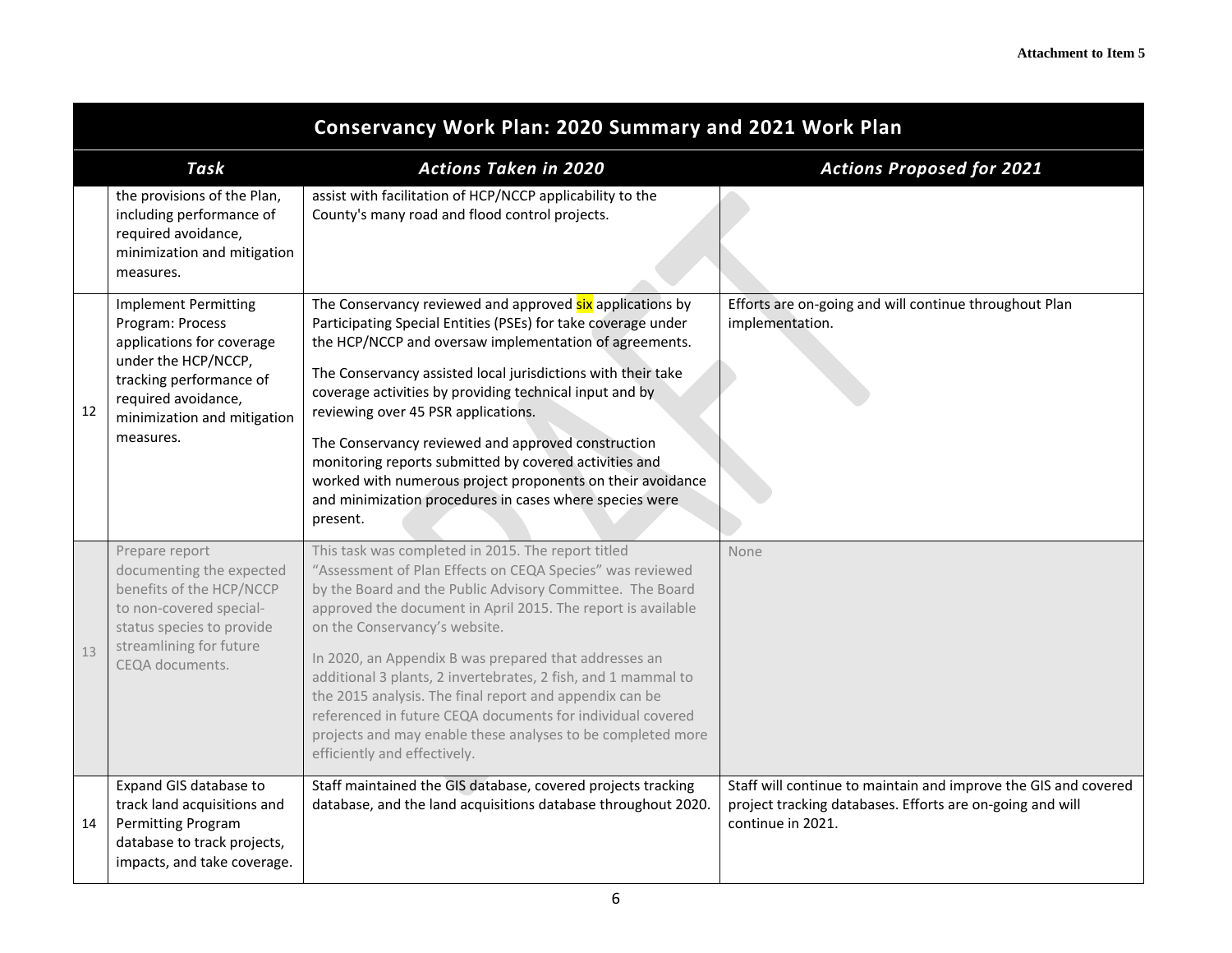| | Task | Actions Taken in 2020 | Actions Proposed for 2021 |
|---|---|---|---|
| | the provisions of the Plan, including performance of required avoidance, minimization and mitigation measures. | assist with facilitation of HCP/NCCP applicability to the County's many road and flood control projects. | |
| 12 | Implement Permitting Program: Process applications for coverage under the HCP/NCCP, tracking performance of required avoidance, minimization and mitigation measures. | The Conservancy reviewed and approved six applications by Participating Special Entities (PSEs) for take coverage under the HCP/NCCP and oversaw implementation of agreements.<br><br>The Conservancy assisted local jurisdictions with their take coverage activities by providing technical input and by reviewing over 45 PSR applications.<br><br>The Conservancy reviewed and approved construction monitoring reports submitted by covered activities and worked with numerous project proponents on their avoidance and minimization procedures in cases where species were present. | Efforts are on-going and will continue throughout Plan implementation. |
| 13 | Prepare report documenting the expected benefits of the HCP/NCCP to non-covered special-status species to provide streamlining for future CEQA documents. | This task was completed in 2015. The report titled "Assessment of Plan Effects on CEQA Species" was reviewed by the Board and the Public Advisory Committee. The Board approved the document in April 2015. The report is available on the Conservancy's website.<br><br>In 2020, an Appendix B was prepared that addresses an additional 3 plants, 2 invertebrates, 2 fish, and 1 mammal to the 2015 analysis. The final report and appendix can be referenced in future CEQA documents for individual covered projects and may enable these analyses to be completed more efficiently and effectively. | None |
| 14 | Expand GIS database to track land acquisitions and Permitting Program database to track projects, impacts, and take coverage. | Staff maintained the GIS database, covered projects tracking database, and the land acquisitions database throughout 2020. | Staff will continue to maintain and improve the GIS and covered project tracking databases. Efforts are on-going and will continue in 2021. |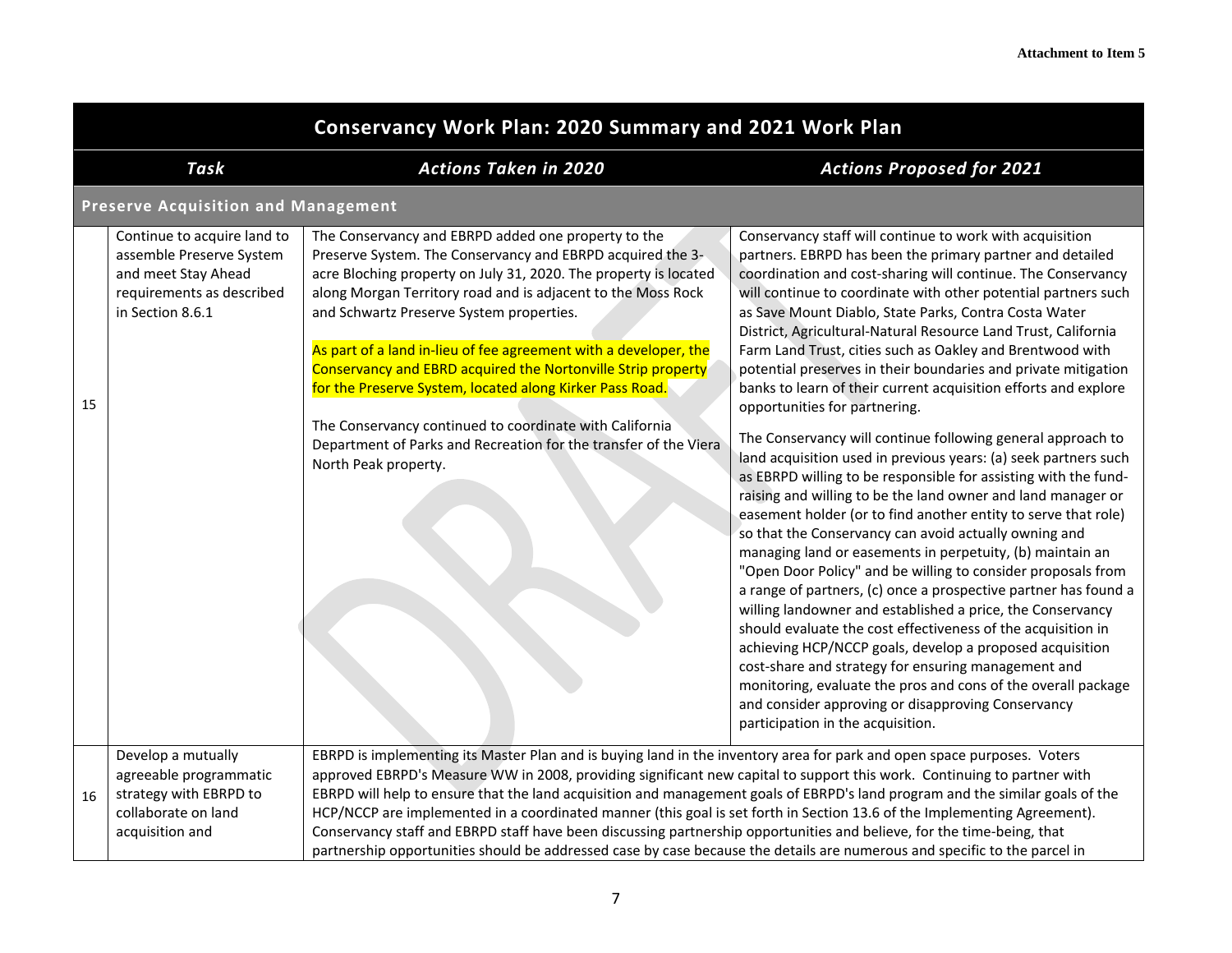Attachment to Item 5

| | Conservancy Work Plan: 2020 Summary and 2021 Work Plan | | |
|---|---|---|---|
| | ***Task*** | ***Actions Taken in 2020*** | ***Actions Proposed for 2021*** |
| | **Preserve Acquisition and Management** | | |
| 15 | Continue to acquire land to assemble Preserve System and meet Stay Ahead requirements as described in Section 8.6.1 | The Conservancy and EBRPD added one property to the Preserve System. The Conservancy and EBRPD acquired the 3-acre Bloching property on July 31, 2020. The property is located along Morgan Territory road and is adjacent to the Moss Rock and Schwartz Preserve System properties.<br><br>As part of a land in-lieu of fee agreement with a developer, the Conservancy and EBRD acquired the Nortonville Strip property for the Preserve System, located along Kirker Pass Road.<br><br>The Conservancy continued to coordinate with California Department of Parks and Recreation for the transfer of the Viera North Peak property. | Conservancy staff will continue to work with acquisition partners. EBRPD has been the primary partner and detailed coordination and cost-sharing will continue. The Conservancy will continue to coordinate with other potential partners such as Save Mount Diablo, State Parks, Contra Costa Water District, Agricultural-Natural Resource Land Trust, California Farm Land Trust, cities such as Oakley and Brentwood with potential preserves in their boundaries and private mitigation banks to learn of their current acquisition efforts and explore opportunities for partnering.<br><br>The Conservancy will continue following general approach to land acquisition used in previous years: (a) seek partners such as EBRPD willing to be responsible for assisting with the fund-raising and willing to be the land owner and land manager or easement holder (or to find another entity to serve that role) so that the Conservancy can avoid actually owning and managing land or easements in perpetuity, (b) maintain an "Open Door Policy" and be willing to consider proposals from a range of partners, (c) once a prospective partner has found a willing landowner and established a price, the Conservancy should evaluate the cost effectiveness of the acquisition in achieving HCP/NCCP goals, develop a proposed acquisition cost-share and strategy for ensuring management and monitoring, evaluate the pros and cons of the overall package and consider approving or disapproving Conservancy participation in the acquisition. |
| 16 | Develop a mutually agreeable programmatic strategy with EBRPD to collaborate on land acquisition and | EBRPD is implementing its Master Plan and is buying land in the inventory area for park and open space purposes. Voters approved EBRPD's Measure WW in 2008, providing significant new capital to support this work. Continuing to partner with EBRPD will help to ensure that the land acquisition and management goals of EBRPD's land program and the similar goals of the HCP/NCCP are implemented in a coordinated manner (this goal is set forth in Section 13.6 of the Implementing Agreement). Conservancy staff and EBRPD staff have been discussing partnership opportunities and believe, for the time-being, that partnership opportunities should be addressed case by case because the details are numerous and specific to the parcel in | |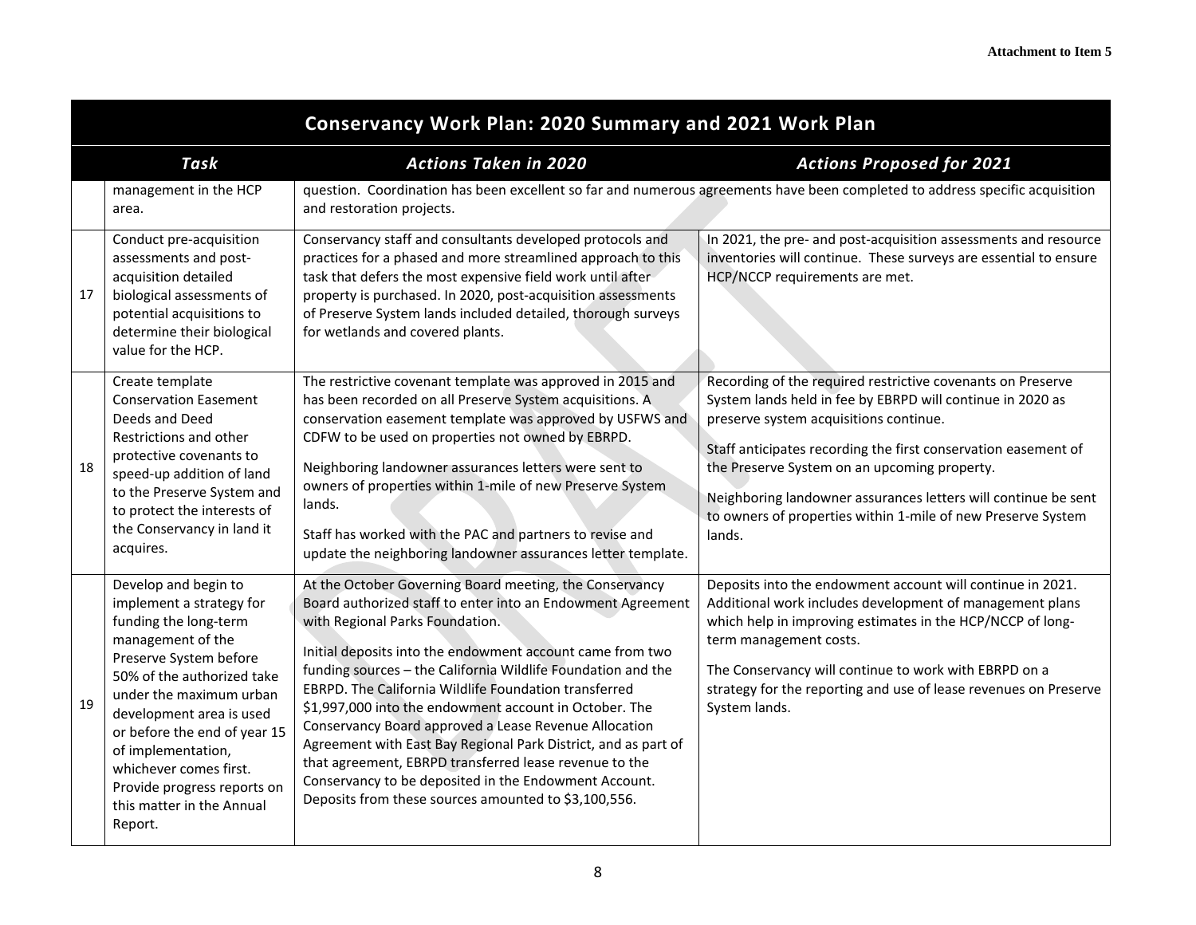**Attachment to Item 5**

| | Conservancy Work Plan: 2020 Summary and 2021 Work Plan | | |
|---|---|---|---|
| | ***Task*** | ***Actions Taken in 2020*** | ***Actions Proposed for 2021*** |
| | management in the HCP area. | question. Coordination has been excellent so far and numerous agreements have been completed to address specific acquisition and restoration projects. | |
| 17 | Conduct pre-acquisition assessments and post-acquisition detailed biological assessments of potential acquisitions to determine their biological value for the HCP. | Conservancy staff and consultants developed protocols and practices for a phased and more streamlined approach to this task that defers the most expensive field work until after property is purchased. In 2020, post-acquisition assessments of Preserve System lands included detailed, thorough surveys for wetlands and covered plants. | In 2021, the pre- and post-acquisition assessments and resource inventories will continue. These surveys are essential to ensure HCP/NCCP requirements are met. |
| 18 | Create template Conservation Easement Deeds and Deed Restrictions and other protective covenants to speed-up addition of land to the Preserve System and to protect the interests of the Conservancy in land it acquires. | The restrictive covenant template was approved in 2015 and has been recorded on all Preserve System acquisitions. A conservation easement template was approved by USFWS and CDFW to be used on properties not owned by EBRPD.<br><br>Neighboring landowner assurances letters were sent to owners of properties within 1-mile of new Preserve System lands.<br><br>Staff has worked with the PAC and partners to revise and update the neighboring landowner assurances letter template. | Recording of the required restrictive covenants on Preserve System lands held in fee by EBRPD will continue in 2020 as preserve system acquisitions continue.<br><br>Staff anticipates recording the first conservation easement of the Preserve System on an upcoming property.<br><br>Neighboring landowner assurances letters will continue be sent to owners of properties within 1-mile of new Preserve System lands. |
| 19 | Develop and begin to implement a strategy for funding the long-term management of the Preserve System before 50% of the authorized take under the maximum urban development area is used or before the end of year 15 of implementation, whichever comes first. Provide progress reports on this matter in the Annual Report. | At the October Governing Board meeting, the Conservancy Board authorized staff to enter into an Endowment Agreement with Regional Parks Foundation.<br><br>Initial deposits into the endowment account came from two funding sources – the California Wildlife Foundation and the EBRPD. The California Wildlife Foundation transferred $1,997,000 into the endowment account in October. The Conservancy Board approved a Lease Revenue Allocation Agreement with East Bay Regional Park District, and as part of that agreement, EBRPD transferred lease revenue to the Conservancy to be deposited in the Endowment Account. Deposits from these sources amounted to $3,100,556. | Deposits into the endowment account will continue in 2021. Additional work includes development of management plans which help in improving estimates in the HCP/NCCP of long-term management costs.<br><br>The Conservancy will continue to work with EBRPD on a strategy for the reporting and use of lease revenues on Preserve System lands. |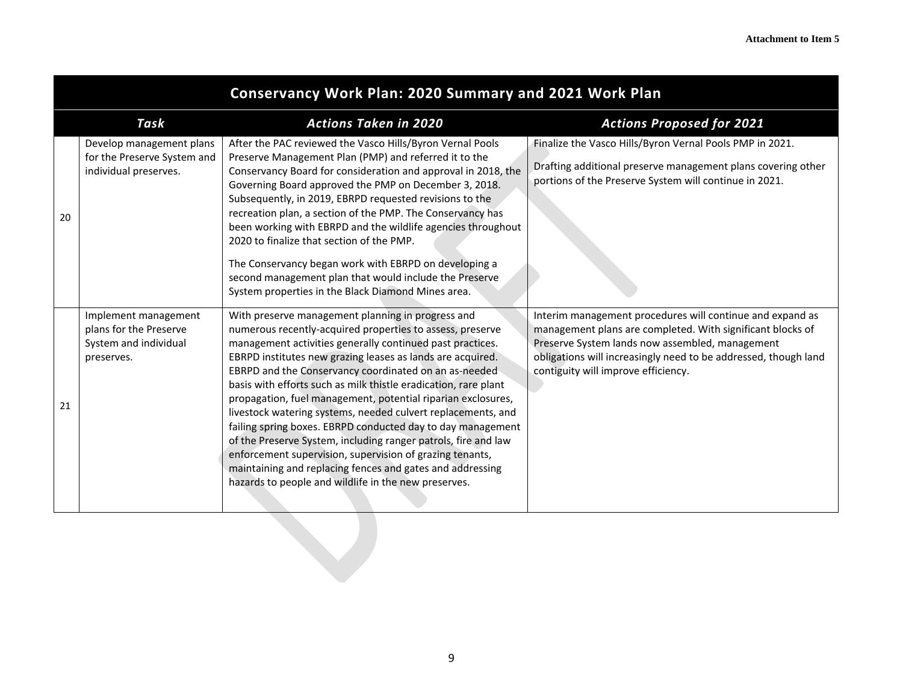**Attachment to Item 5**

| | Conservancy Work Plan: 2020 Summary and 2021 Work Plan | | |
|---|---|---|---|
| | ***Task*** | ***Actions Taken in 2020*** | ***Actions Proposed for 2021*** |
| 20 | Develop management plans for the Preserve System and individual preserves. | After the PAC reviewed the Vasco Hills/Byron Vernal Pools Preserve Management Plan (PMP) and referred it to the Conservancy Board for consideration and approval in 2018, the Governing Board approved the PMP on December 3, 2018. Subsequently, in 2019, EBRPD requested revisions to the recreation plan, a section of the PMP. The Conservancy has been working with EBRPD and the wildlife agencies throughout 2020 to finalize that section of the PMP.<br><br>The Conservancy began work with EBRPD on developing a second management plan that would include the Preserve System properties in the Black Diamond Mines area. | Finalize the Vasco Hills/Byron Vernal Pools PMP in 2021.<br><br>Drafting additional preserve management plans covering other portions of the Preserve System will continue in 2021. |
| 21 | Implement management plans for the Preserve System and individual preserves. | With preserve management planning in progress and numerous recently-acquired properties to assess, preserve management activities generally continued past practices. EBRPD institutes new grazing leases as lands are acquired. EBRPD and the Conservancy coordinated on an as-needed basis with efforts such as milk thistle eradication, rare plant propagation, fuel management, potential riparian exclosures, livestock watering systems, needed culvert replacements, and failing spring boxes. EBRPD conducted day to day management of the Preserve System, including ranger patrols, fire and law enforcement supervision, supervision of grazing tenants, maintaining and replacing fences and gates and addressing hazards to people and wildlife in the new preserves. | Interim management procedures will continue and expand as management plans are completed. With significant blocks of Preserve System lands now assembled, management obligations will increasingly need to be addressed, though land contiguity will improve efficiency. |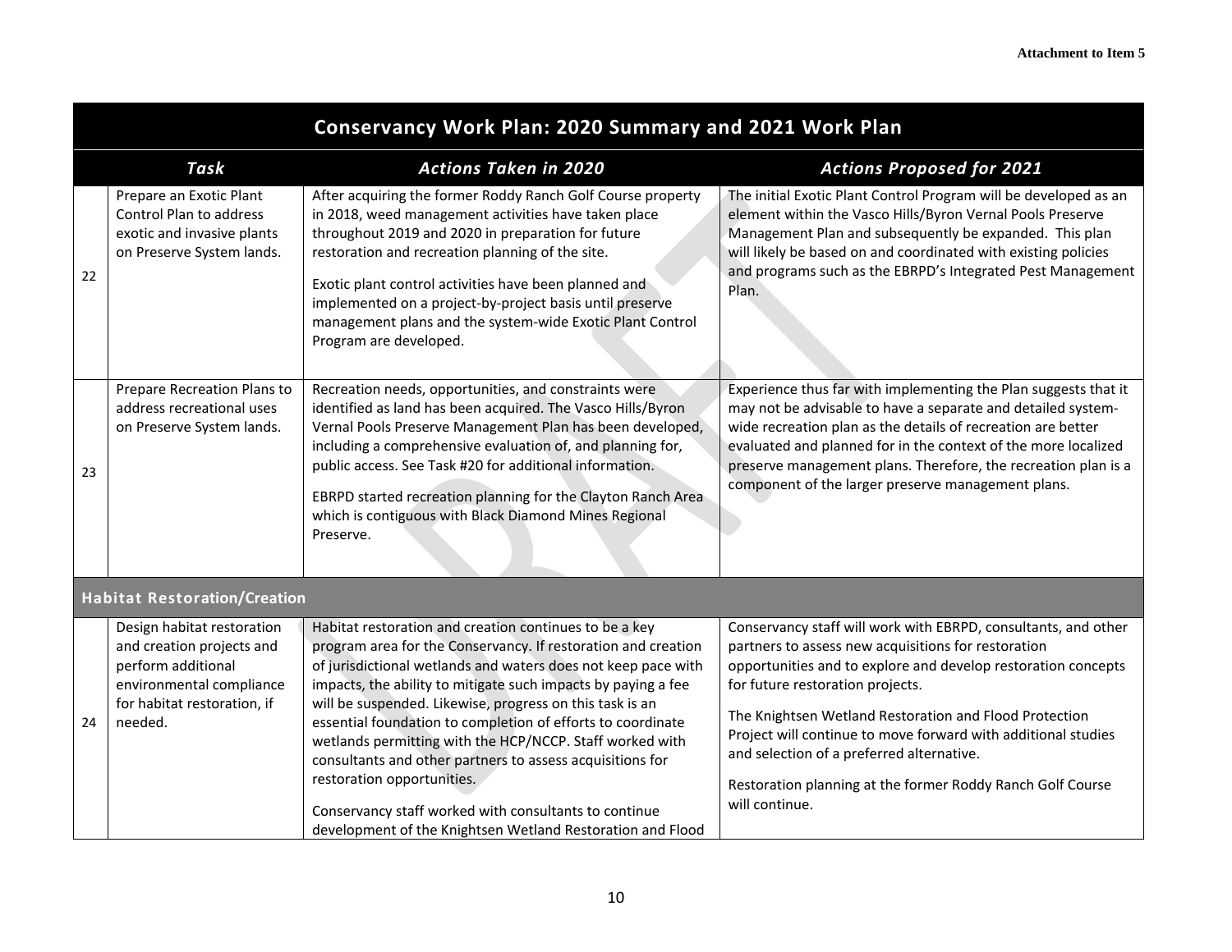Attachment to Item 5

| | Conservancy Work Plan: 2020 Summary and 2021 Work Plan | | |
|---|---|---|---|
| | ***Task*** | ***Actions Taken in 2020*** | ***Actions Proposed for 2021*** |
| 22 | Prepare an Exotic Plant Control Plan to address exotic and invasive plants on Preserve System lands. | After acquiring the former Roddy Ranch Golf Course property in 2018, weed management activities have taken place throughout 2019 and 2020 in preparation for future restoration and recreation planning of the site.<br><br>Exotic plant control activities have been planned and implemented on a project-by-project basis until preserve management plans and the system-wide Exotic Plant Control Program are developed. | The initial Exotic Plant Control Program will be developed as an element within the Vasco Hills/Byron Vernal Pools Preserve Management Plan and subsequently be expanded. This plan will likely be based on and coordinated with existing policies and programs such as the EBRPD's Integrated Pest Management Plan. |
| 23 | Prepare Recreation Plans to address recreational uses on Preserve System lands. | Recreation needs, opportunities, and constraints were identified as land has been acquired. The Vasco Hills/Byron Vernal Pools Preserve Management Plan has been developed, including a comprehensive evaluation of, and planning for, public access. See Task #20 for additional information.<br><br>EBRPD started recreation planning for the Clayton Ranch Area which is contiguous with Black Diamond Mines Regional Preserve. | Experience thus far with implementing the Plan suggests that it may not be advisable to have a separate and detailed system-wide recreation plan as the details of recreation are better evaluated and planned for in the context of the more localized preserve management plans. Therefore, the recreation plan is a component of the larger preserve management plans. |
| **Habitat Restoration/Creation** | | | |
| 24 | Design habitat restoration and creation projects and perform additional environmental compliance for habitat restoration, if needed. | Habitat restoration and creation continues to be a key program area for the Conservancy. If restoration and creation of jurisdictional wetlands and waters does not keep pace with impacts, the ability to mitigate such impacts by paying a fee will be suspended. Likewise, progress on this task is an essential foundation to completion of efforts to coordinate wetlands permitting with the HCP/NCCP. Staff worked with consultants and other partners to assess acquisitions for restoration opportunities.<br><br>Conservancy staff worked with consultants to continue development of the Knightsen Wetland Restoration and Flood | Conservancy staff will work with EBRPD, consultants, and other partners to assess new acquisitions for restoration opportunities and to explore and develop restoration concepts for future restoration projects.<br><br>The Knightsen Wetland Restoration and Flood Protection Project will continue to move forward with additional studies and selection of a preferred alternative.<br><br>Restoration planning at the former Roddy Ranch Golf Course will continue. |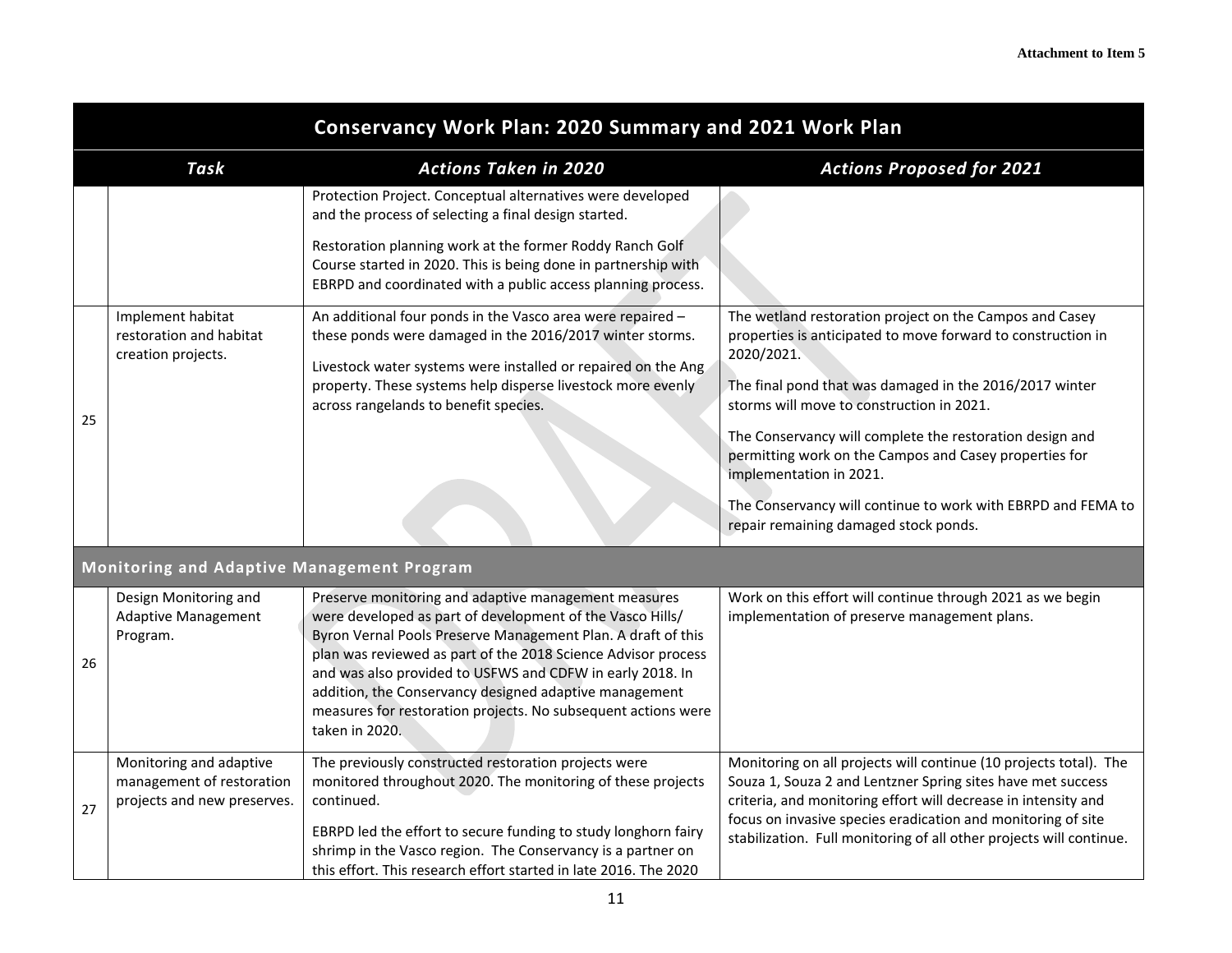| | Task | Actions Taken in 2020 | Actions Proposed for 2021 |
|---|---|---|---|
| | | Protection Project. Conceptual alternatives were developed and the process of selecting a final design started.<br><br>Restoration planning work at the former Roddy Ranch Golf Course started in 2020. This is being done in partnership with EBRPD and coordinated with a public access planning process. | |
| 25 | Implement habitat restoration and habitat creation projects. | An additional four ponds in the Vasco area were repaired – these ponds were damaged in the 2016/2017 winter storms.<br><br>Livestock water systems were installed or repaired on the Ang property. These systems help disperse livestock more evenly across rangelands to benefit species. | The wetland restoration project on the Campos and Casey properties is anticipated to move forward to construction in 2020/2021.<br><br>The final pond that was damaged in the 2016/2017 winter storms will move to construction in 2021.<br><br>The Conservancy will complete the restoration design and permitting work on the Campos and Casey properties for implementation in 2021.<br><br>The Conservancy will continue to work with EBRPD and FEMA to repair remaining damaged stock ponds. |
| **Monitoring and Adaptive Management Program** | | | |
| 26 | Design Monitoring and Adaptive Management Program. | Preserve monitoring and adaptive management measures were developed as part of development of the Vasco Hills/ Byron Vernal Pools Preserve Management Plan. A draft of this plan was reviewed as part of the 2018 Science Advisor process and was also provided to USFWS and CDFW in early 2018. In addition, the Conservancy designed adaptive management measures for restoration projects. No subsequent actions were taken in 2020. | Work on this effort will continue through 2021 as we begin implementation of preserve management plans. |
| 27 | Monitoring and adaptive management of restoration projects and new preserves. | The previously constructed restoration projects were monitored throughout 2020. The monitoring of these projects continued.<br><br>EBRPD led the effort to secure funding to study longhorn fairy shrimp in the Vasco region. The Conservancy is a partner on this effort. This research effort started in late 2016. The 2020 | Monitoring on all projects will continue (10 projects total). The Souza 1, Souza 2 and Lentzner Spring sites have met success criteria, and monitoring effort will decrease in intensity and focus on invasive species eradication and monitoring of site stabilization. Full monitoring of all other projects will continue. |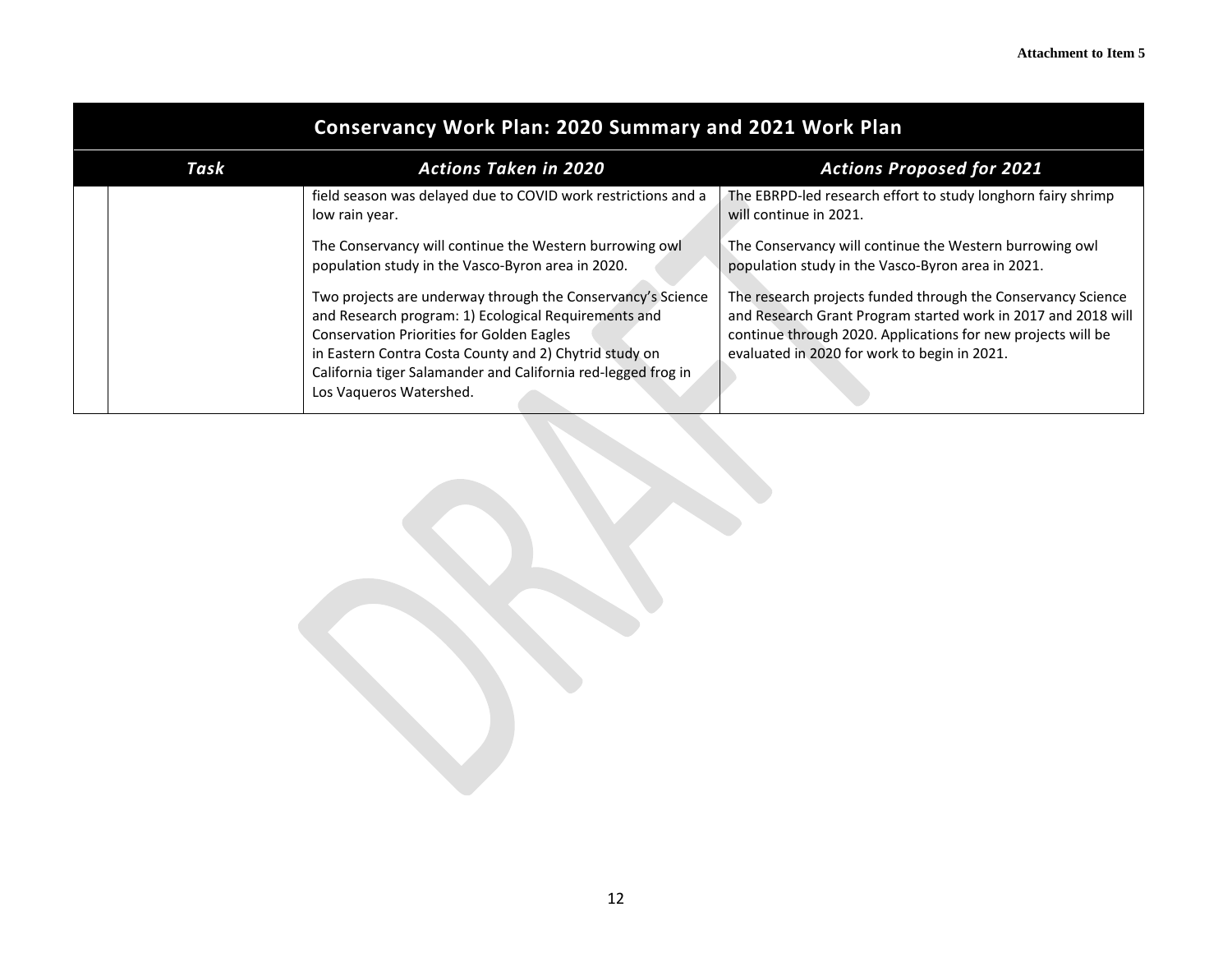| Conservancy Work Plan: 2020 Summary and 2021 Work Plan | | | |
|---|---|---|---|
| | *Task* | *Actions Taken in 2020* | *Actions Proposed for 2021* |
| | | field season was delayed due to COVID work restrictions and a low rain year.<br><br>The Conservancy will continue the Western burrowing owl population study in the Vasco-Byron area in 2020.<br><br>Two projects are underway through the Conservancy's Science and Research program: 1) Ecological Requirements and Conservation Priorities for Golden Eagles in Eastern Contra Costa County and 2) Chytrid study on California tiger Salamander and California red-legged frog in Los Vaqueros Watershed. | The EBRPD-led research effort to study longhorn fairy shrimp will continue in 2021.<br><br>The Conservancy will continue the Western burrowing owl population study in the Vasco-Byron area in 2021.<br><br>The research projects funded through the Conservancy Science and Research Grant Program started work in 2017 and 2018 will continue through 2020. Applications for new projects will be evaluated in 2020 for work to begin in 2021. |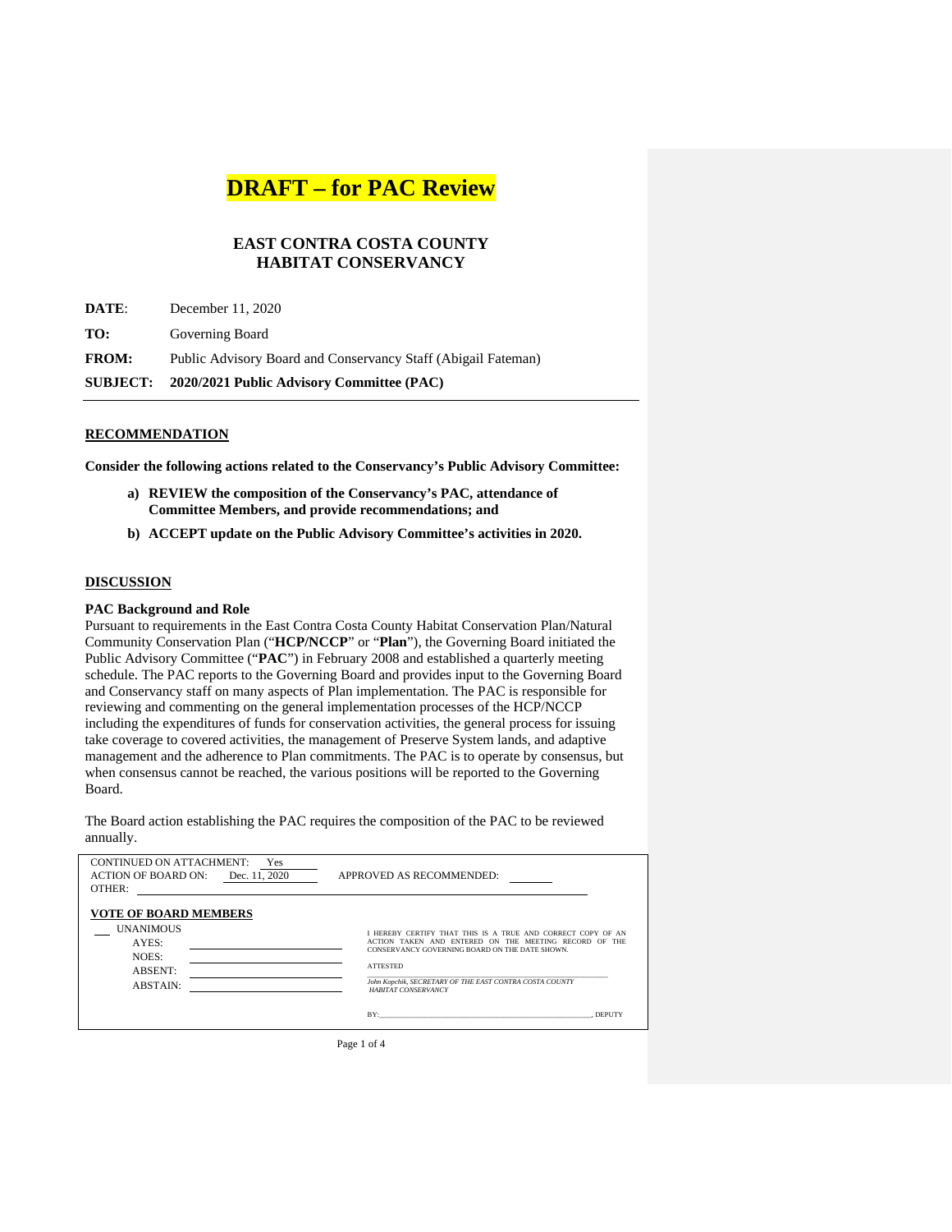# DRAFT – for PAC Review

## EAST CONTRA COSTA COUNTY HABITAT CONSERVANCY

**DATE**: December 11, 2020

**TO:** Governing Board

**FROM:** Public Advisory Board and Conservancy Staff (Abigail Fateman)

**SUBJECT: 2020/2021 Public Advisory Committee (PAC)**

---

## RECOMMENDATION

**Consider the following actions related to the Conservancy's Public Advisory Committee:**

- **a) REVIEW the composition of the Conservancy's PAC, attendance of Committee Members, and provide recommendations; and**
- **b) ACCEPT update on the Public Advisory Committee's activities in 2020.**

## DISCUSSION

### PAC Background and Role

Pursuant to requirements in the East Contra Costa County Habitat Conservation Plan/Natural Community Conservation Plan ("**HCP/NCCP**" or "**Plan**"), the Governing Board initiated the Public Advisory Committee ("**PAC**") in February 2008 and established a quarterly meeting schedule. The PAC reports to the Governing Board and provides input to the Governing Board and Conservancy staff on many aspects of Plan implementation. The PAC is responsible for reviewing and commenting on the general implementation processes of the HCP/NCCP including the expenditures of funds for conservation activities, the general process for issuing take coverage to covered activities, the management of Preserve System lands, and adaptive management and the adherence to Plan commitments. The PAC is to operate by consensus, but when consensus cannot be reached, the various positions will be reported to the Governing Board.

The Board action establishing the PAC requires the composition of the PAC to be reviewed annually.

---

CONTINUED ON ATTACHMENT: Yes

ACTION OF BOARD ON: Dec. 11, 2020 APPROVED AS RECOMMENDED: ______

OTHER: ______

**VOTE OF BOARD MEMBERS**

___ UNANIMOUS

AYES: ______

NOES: ______

ABSENT: ______

ABSTAIN: ______

I HEREBY CERTIFY THAT THIS IS A TRUE AND CORRECT COPY OF AN ACTION TAKEN AND ENTERED ON THE MEETING RECORD OF THE CONSERVANCY GOVERNING BOARD ON THE DATE SHOWN.

ATTESTED ______

*John Kopchik, SECRETARY OF THE EAST CONTRA COSTA COUNTY HABITAT CONSERVANCY*

BY:______, DEPUTY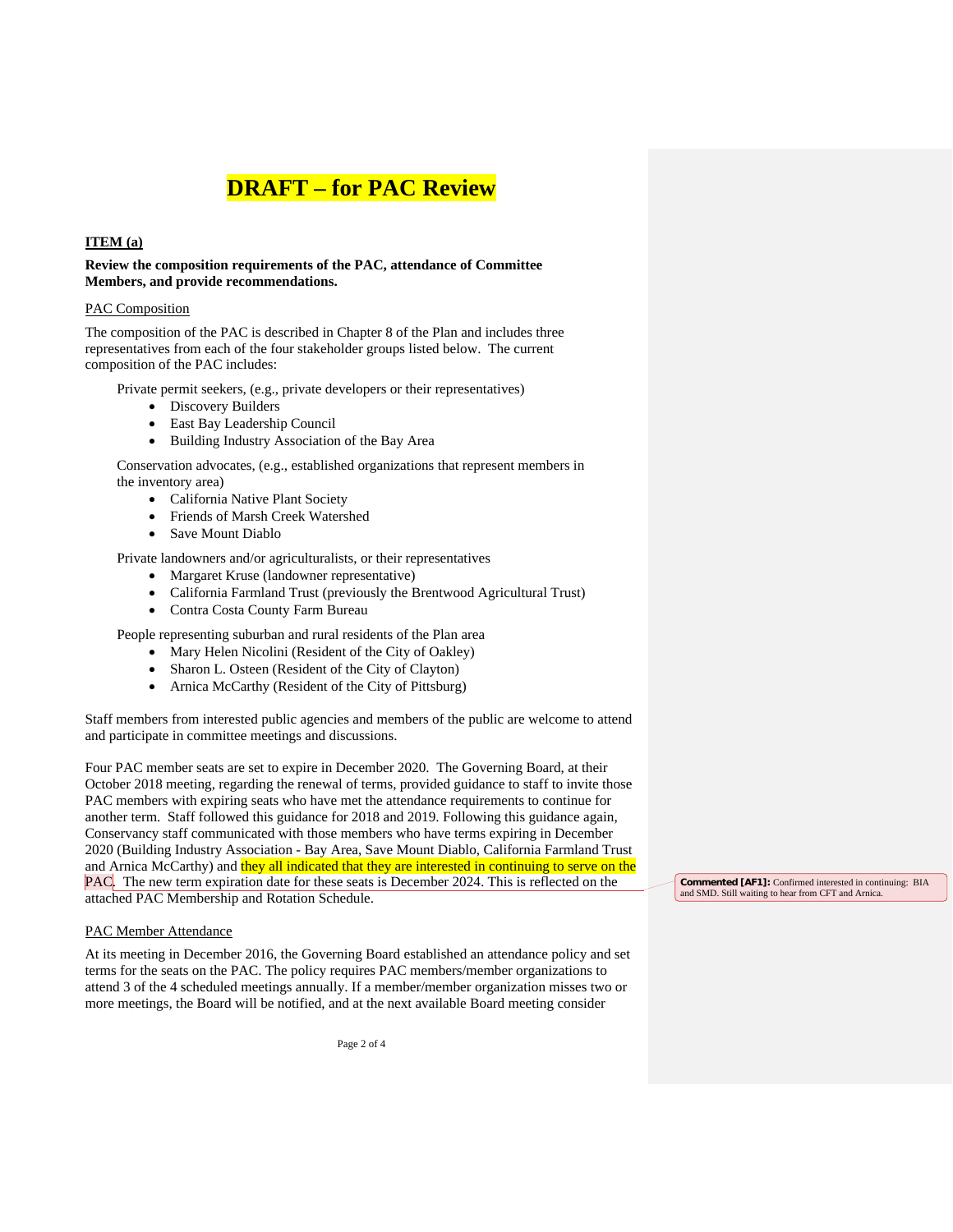# DRAFT – for PAC Review

**ITEM (a)**

**Review the composition requirements of the PAC, attendance of Committee Members, and provide recommendations.**

PAC Composition

The composition of the PAC is described in Chapter 8 of the Plan and includes three representatives from each of the four stakeholder groups listed below. The current composition of the PAC includes:

Private permit seekers, (e.g., private developers or their representatives)

- Discovery Builders
- East Bay Leadership Council
- Building Industry Association of the Bay Area

Conservation advocates, (e.g., established organizations that represent members in the inventory area)

- California Native Plant Society
- Friends of Marsh Creek Watershed
- Save Mount Diablo

Private landowners and/or agriculturalists, or their representatives

- Margaret Kruse (landowner representative)
- California Farmland Trust (previously the Brentwood Agricultural Trust)
- Contra Costa County Farm Bureau

People representing suburban and rural residents of the Plan area

- Mary Helen Nicolini (Resident of the City of Oakley)
- Sharon L. Osteen (Resident of the City of Clayton)
- Arnica McCarthy (Resident of the City of Pittsburg)

Staff members from interested public agencies and members of the public are welcome to attend and participate in committee meetings and discussions.

Four PAC member seats are set to expire in December 2020. The Governing Board, at their October 2018 meeting, regarding the renewal of terms, provided guidance to staff to invite those PAC members with expiring seats who have met the attendance requirements to continue for another term. Staff followed this guidance for 2018 and 2019. Following this guidance again, Conservancy staff communicated with those members who have terms expiring in December 2020 (Building Industry Association - Bay Area, Save Mount Diablo, California Farmland Trust and Arnica McCarthy) and they all indicated that they are interested in continuing to serve on the PAC. The new term expiration date for these seats is December 2024. This is reflected on the attached PAC Membership and Rotation Schedule.

**Commented [AF1]:** Confirmed interested in continuing: BIA and SMD. Still waiting to hear from CFT and Arnica.

PAC Member Attendance

At its meeting in December 2016, the Governing Board established an attendance policy and set terms for the seats on the PAC. The policy requires PAC members/member organizations to attend 3 of the 4 scheduled meetings annually. If a member/member organization misses two or more meetings, the Board will be notified, and at the next available Board meeting consider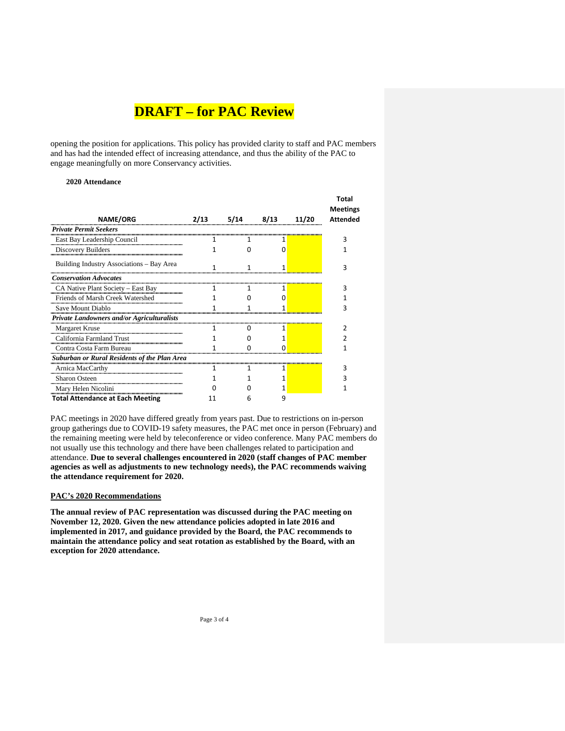# DRAFT – for PAC Review

opening the position for applications. This policy has provided clarity to staff and PAC members and has had the intended effect of increasing attendance, and thus the ability of the PAC to engage meaningfully on more Conservancy activities.

**2020 Attendance**

| NAME/ORG | 2/13 | 5/14 | 8/13 | 11/20 | Total Meetings Attended |
|---|---|---|---|---|---|
| ***Private Permit Seekers*** | | | | | |
| East Bay Leadership Council | 1 | 1 | 1 | | 3 |
| Discovery Builders | 1 | 0 | 0 | | 1 |
| Building Industry Associations – Bay Area | 1 | 1 | 1 | | 3 |
| ***Conservation Advocates*** | | | | | |
| CA Native Plant Society – East Bay | 1 | 1 | 1 | | 3 |
| Friends of Marsh Creek Watershed | 1 | 0 | 0 | | 1 |
| Save Mount Diablo | 1 | 1 | 1 | | 3 |
| ***Private Landowners and/or Agriculturalists*** | | | | | |
| Margaret Kruse | 1 | 0 | 1 | | 2 |
| California Farmland Trust | 1 | 0 | 1 | | 2 |
| Contra Costa Farm Bureau | 1 | 0 | 0 | | 1 |
| ***Suburban or Rural Residents of the Plan Area*** | | | | | |
| Arnica MacCarthy | 1 | 1 | 1 | | 3 |
| Sharon Osteen | 1 | 1 | 1 | | 3 |
| Mary Helen Nicolini | 0 | 0 | 1 | | 1 |
| **Total Attendance at Each Meeting** | 11 | 6 | 9 | | |

PAC meetings in 2020 have differed greatly from years past. Due to restrictions on in-person group gatherings due to COVID-19 safety measures, the PAC met once in person (February) and the remaining meeting were held by teleconference or video conference. Many PAC members do not usually use this technology and there have been challenges related to participation and attendance. **Due to several challenges encountered in 2020 (staff changes of PAC member agencies as well as adjustments to new technology needs), the PAC recommends waiving the attendance requirement for 2020.**

## PAC's 2020 Recommendations

**The annual review of PAC representation was discussed during the PAC meeting on November 12, 2020. Given the new attendance policies adopted in late 2016 and implemented in 2017, and guidance provided by the Board, the PAC recommends to maintain the attendance policy and seat rotation as established by the Board, with an exception for 2020 attendance.**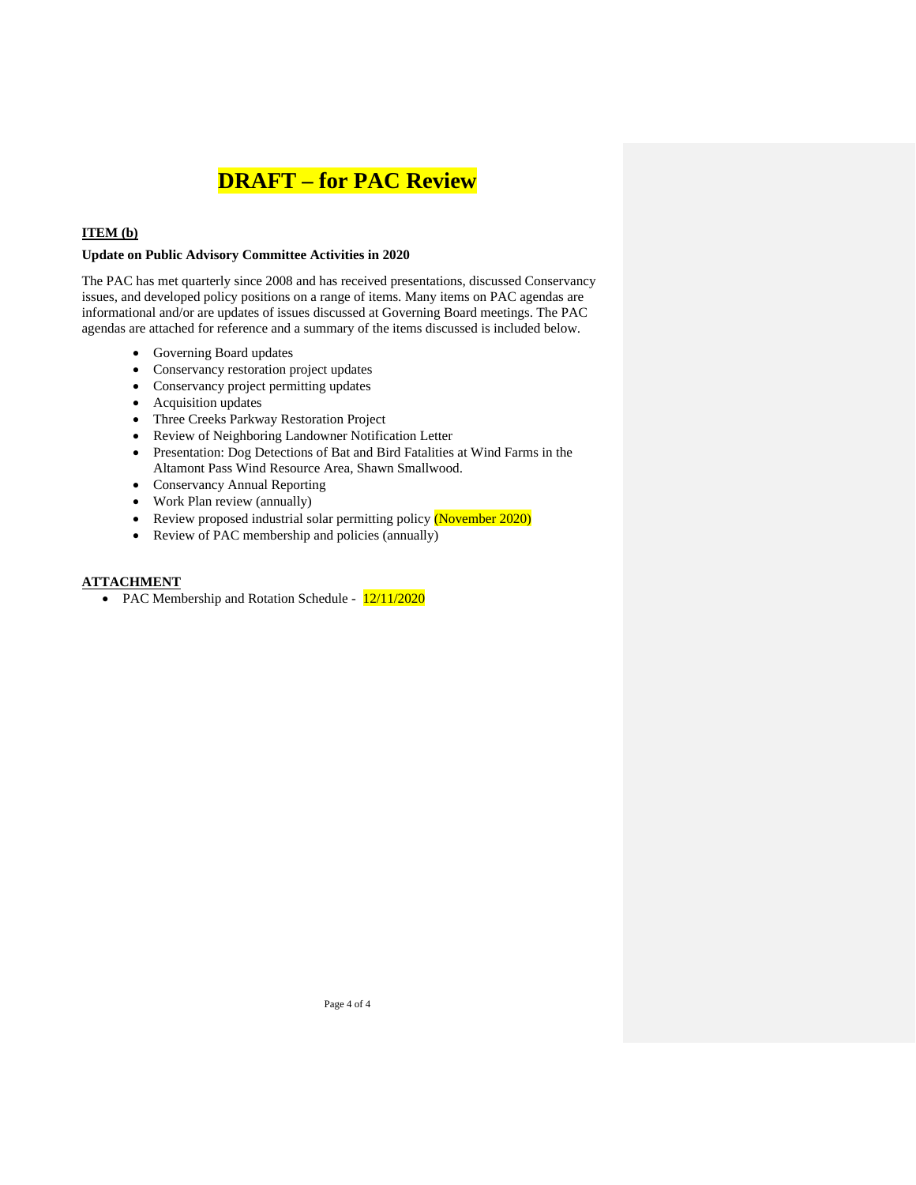# DRAFT – for PAC Review

**ITEM (b)**

**Update on Public Advisory Committee Activities in 2020**

The PAC has met quarterly since 2008 and has received presentations, discussed Conservancy issues, and developed policy positions on a range of items. Many items on PAC agendas are informational and/or are updates of issues discussed at Governing Board meetings. The PAC agendas are attached for reference and a summary of the items discussed is included below.

- Governing Board updates
- Conservancy restoration project updates
- Conservancy project permitting updates
- Acquisition updates
- Three Creeks Parkway Restoration Project
- Review of Neighboring Landowner Notification Letter
- Presentation: Dog Detections of Bat and Bird Fatalities at Wind Farms in the Altamont Pass Wind Resource Area, Shawn Smallwood.
- Conservancy Annual Reporting
- Work Plan review (annually)
- Review proposed industrial solar permitting policy (November 2020)
- Review of PAC membership and policies (annually)

**ATTACHMENT**

- PAC Membership and Rotation Schedule - 12/11/2020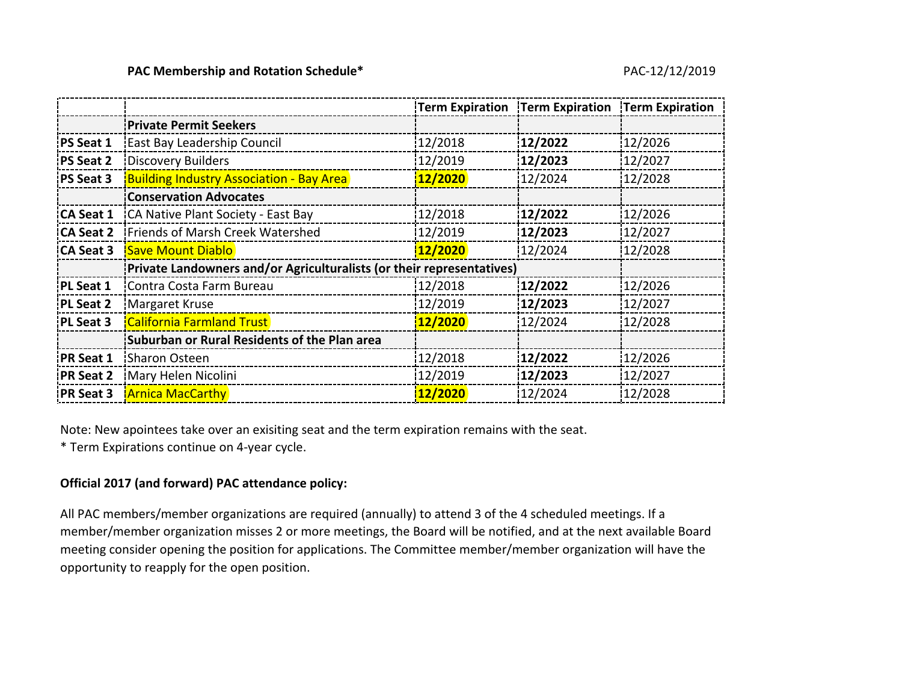**PAC Membership and Rotation Schedule***

PAC-12/12/2019

| | | Term Expiration | Term Expiration | Term Expiration |
|---|---|---|---|---|
| | **Private Permit Seekers** | | | |
| **PS Seat 1** | East Bay Leadership Council | 12/2018 | **12/2022** | 12/2026 |
| **PS Seat 2** | Discovery Builders | 12/2019 | **12/2023** | 12/2027 |
| **PS Seat 3** | Building Industry Association - Bay Area | **12/2020** | 12/2024 | 12/2028 |
| | **Conservation Advocates** | | | |
| **CA Seat 1** | CA Native Plant Society - East Bay | 12/2018 | **12/2022** | 12/2026 |
| **CA Seat 2** | Friends of Marsh Creek Watershed | 12/2019 | **12/2023** | 12/2027 |
| **CA Seat 3** | Save Mount Diablo | **12/2020** | 12/2024 | 12/2028 |
| | **Private Landowners and/or Agriculturalists (or their representatives)** | | | |
| **PL Seat 1** | Contra Costa Farm Bureau | 12/2018 | **12/2022** | 12/2026 |
| **PL Seat 2** | Margaret Kruse | 12/2019 | **12/2023** | 12/2027 |
| **PL Seat 3** | California Farmland Trust | **12/2020** | 12/2024 | 12/2028 |
| | **Suburban or Rural Residents of the Plan area** | | | |
| **PR Seat 1** | Sharon Osteen | 12/2018 | **12/2022** | 12/2026 |
| **PR Seat 2** | Mary Helen Nicolini | 12/2019 | **12/2023** | 12/2027 |
| **PR Seat 3** | Arnica MacCarthy | **12/2020** | 12/2024 | 12/2028 |

Note: New apointees take over an exisiting seat and the term expiration remains with the seat.

* Term Expirations continue on 4-year cycle.

**Official 2017 (and forward) PAC attendance policy:**

All PAC members/member organizations are required (annually) to attend 3 of the 4 scheduled meetings. If a member/member organization misses 2 or more meetings, the Board will be notified, and at the next available Board meeting consider opening the position for applications. The Committee member/member organization will have the opportunity to reapply for the open position.